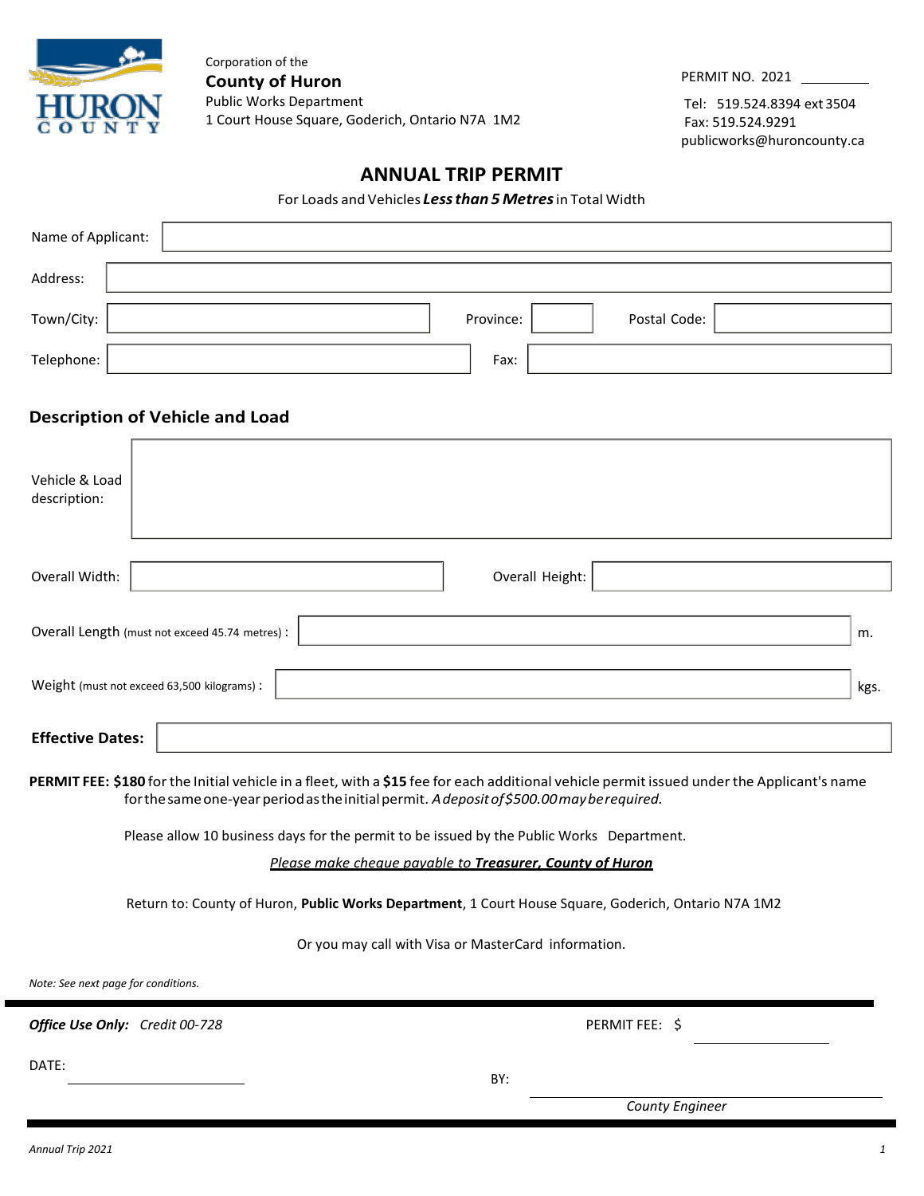Corporation of the

**County of Huron**

Public Works Department

1 Court House Square, Goderich, Ontario N7A 1M2

PERMIT NO. 2021 ________

Tel: 519.524.8394 ext 3504

Fax: 519.524.9291

publicworks@huroncounty.ca

# ANNUAL TRIP PERMIT

For Loads and Vehicles ***Less than 5 Metres*** in Total Width

Name of Applicant:

Address:

Town/City: Province: Postal Code:

Telephone: Fax:

## Description of Vehicle and Load

Vehicle & Load description:

Overall Width: Overall Height:

Overall Length (must not exceed 45.74 metres) : m.

Weight (must not exceed 63,500 kilograms) : kgs.

**Effective Dates:**

**PERMIT FEE: $180** for the Initial vehicle in a fleet, with a **$15** fee for each additional vehicle permit issued under the Applicant's name for the same one-year period as the initial permit. *A deposit of $500.00 may be required.*

Please allow 10 business days for the permit to be issued by the Public Works Department.

*Please make cheque payable to **Treasurer, County of Huron***

Return to: County of Huron, **Public Works Department**, 1 Court House Square, Goderich, Ontario N7A 1M2

Or you may call with Visa or MasterCard information.

*Note: See next page for conditions.*

***Office Use Only:*** *Credit 00-728*

PERMIT FEE: $ ________

DATE: ________

BY: ________

*County Engineer*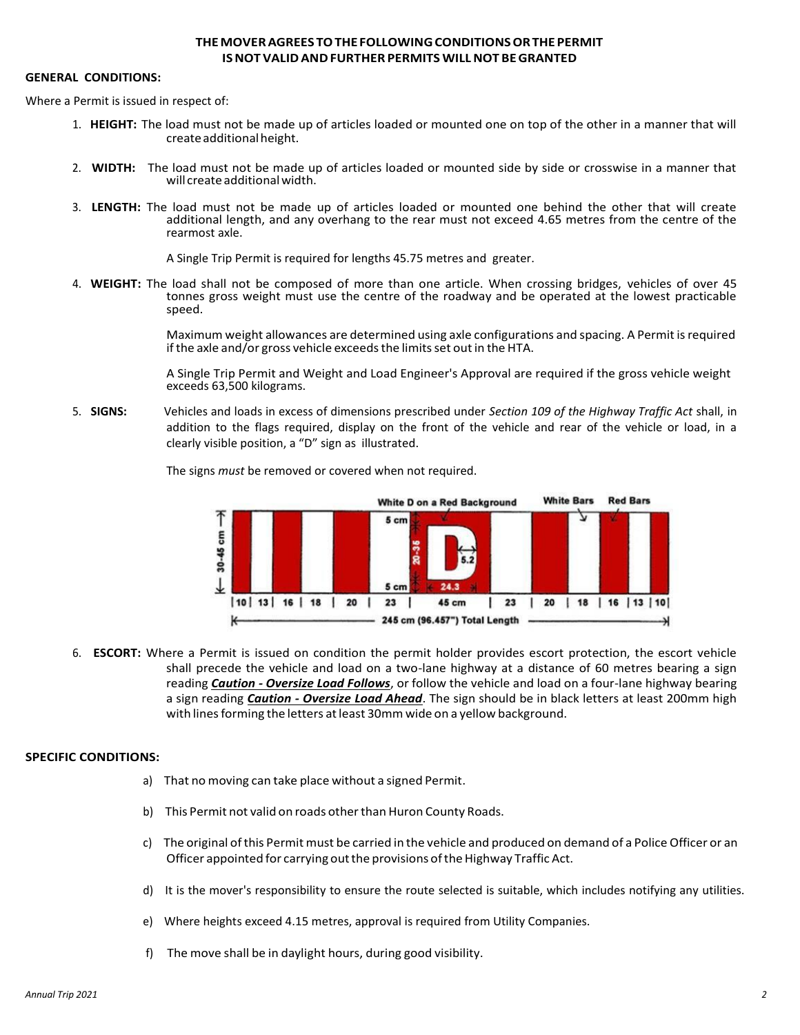**THE MOVER AGREES TO THE FOLLOWING CONDITIONS OR THE PERMIT IS NOT VALID AND FURTHER PERMITS WILL NOT BE GRANTED**

**GENERAL CONDITIONS:**

Where a Permit is issued in respect of:

1. **HEIGHT:** The load must not be made up of articles loaded or mounted one on top of the other in a manner that will create additional height.

2. **WIDTH:** The load must not be made up of articles loaded or mounted side by side or crosswise in a manner that will create additional width.

3. **LENGTH:** The load must not be made up of articles loaded or mounted one behind the other that will create additional length, and any overhang to the rear must not exceed 4.65 metres from the centre of the rearmost axle.

   A Single Trip Permit is required for lengths 45.75 metres and greater.

4. **WEIGHT:** The load shall not be composed of more than one article. When crossing bridges, vehicles of over 45 tonnes gross weight must use the centre of the roadway and be operated at the lowest practicable speed.

   Maximum weight allowances are determined using axle configurations and spacing. A Permit is required if the axle and/or gross vehicle exceeds the limits set out in the HTA.

   A Single Trip Permit and Weight and Load Engineer's Approval are required if the gross vehicle weight exceeds 63,500 kilograms.

5. **SIGNS:** Vehicles and loads in excess of dimensions prescribed under *Section 109 of the Highway Traffic Act* shall, in addition to the flags required, display on the front of the vehicle and rear of the vehicle or load, in a clearly visible position, a "D" sign as illustrated.

   The signs *must* be removed or covered when not required.

   White D on a Red Background — White Bars — Red Bars

   30-45 cm — 5 cm — 20-36 — 5.2 — 5 cm — 24.3

   |10| 13| 16 | 18 | 20 | 23 | 45 cm | 23 | 20 | 18 | 16 | 13 |10|

   245 cm (96.457") Total Length

6. **ESCORT:** Where a Permit is issued on condition the permit holder provides escort protection, the escort vehicle shall precede the vehicle and load on a two-lane highway at a distance of 60 metres bearing a sign reading ***Caution - Oversize Load Follows***, or follow the vehicle and load on a four-lane highway bearing a sign reading ***Caution - Oversize Load Ahead***. The sign should be in black letters at least 200mm high with lines forming the letters at least 30mm wide on a yellow background.

**SPECIFIC CONDITIONS:**

a) That no moving can take place without a signed Permit.

b) This Permit not valid on roads other than Huron County Roads.

c) The original of this Permit must be carried in the vehicle and produced on demand of a Police Officer or an Officer appointed for carrying out the provisions of the Highway Traffic Act.

d) It is the mover's responsibility to ensure the route selected is suitable, which includes notifying any utilities.

e) Where heights exceed 4.15 metres, approval is required from Utility Companies.

f) The move shall be in daylight hours, during good visibility.

*Annual Trip 2021*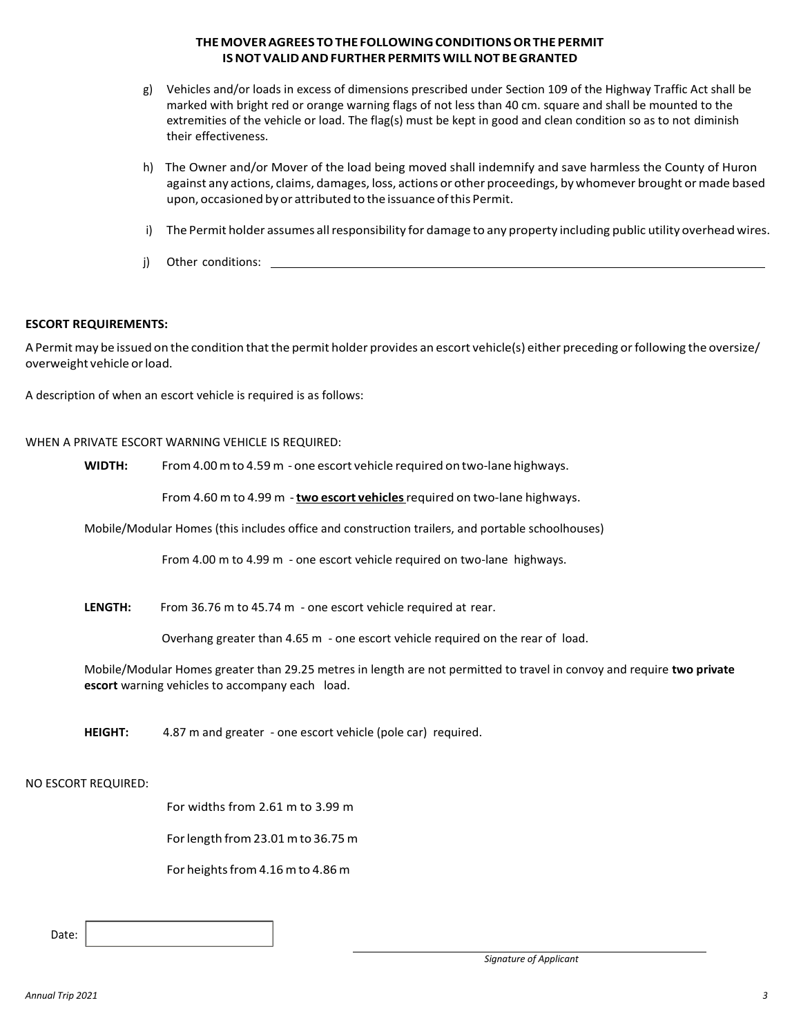**THE MOVER AGREES TO THE FOLLOWING CONDITIONS OR THE PERMIT IS NOT VALID AND FURTHER PERMITS WILL NOT BE GRANTED**

g) Vehicles and/or loads in excess of dimensions prescribed under Section 109 of the Highway Traffic Act shall be marked with bright red or orange warning flags of not less than 40 cm. square and shall be mounted to the extremities of the vehicle or load. The flag(s) must be kept in good and clean condition so as to not diminish their effectiveness.

h) The Owner and/or Mover of the load being moved shall indemnify and save harmless the County of Huron against any actions, claims, damages, loss, actions or other proceedings, by whomever brought or made based upon, occasioned by or attributed to the issuance of this Permit.

i) The Permit holder assumes all responsibility for damage to any property including public utility overhead wires.

j) Other conditions: \_\_\_\_\_\_\_\_\_\_\_\_\_\_\_\_\_\_\_\_\_\_\_\_\_\_\_\_\_\_\_\_\_\_\_\_\_\_\_\_

**ESCORT REQUIREMENTS:**

A Permit may be issued on the condition that the permit holder provides an escort vehicle(s) either preceding or following the oversize/ overweight vehicle or load.

A description of when an escort vehicle is required is as follows:

WHEN A PRIVATE ESCORT WARNING VEHICLE IS REQUIRED:

**WIDTH:** From 4.00 m to 4.59 m - one escort vehicle required on two-lane highways.

From 4.60 m to 4.99 m - **two escort vehicles** required on two-lane highways.

Mobile/Modular Homes (this includes office and construction trailers, and portable schoolhouses)

From 4.00 m to 4.99 m - one escort vehicle required on two-lane highways.

**LENGTH:** From 36.76 m to 45.74 m - one escort vehicle required at rear.

Overhang greater than 4.65 m - one escort vehicle required on the rear of load.

Mobile/Modular Homes greater than 29.25 metres in length are not permitted to travel in convoy and require **two private escort** warning vehicles to accompany each load.

**HEIGHT:** 4.87 m and greater - one escort vehicle (pole car) required.

NO ESCORT REQUIRED:

For widths from 2.61 m to 3.99 m

For length from 23.01 m to 36.75 m

For heights from 4.16 m to 4.86 m

Date: \_\_\_\_\_\_\_\_\_\_\_\_\_\_\_\_

\_\_\_\_\_\_\_\_\_\_\_\_\_\_\_\_\_\_\_\_\_\_\_\_\_\_\_\_

*Signature of Applicant*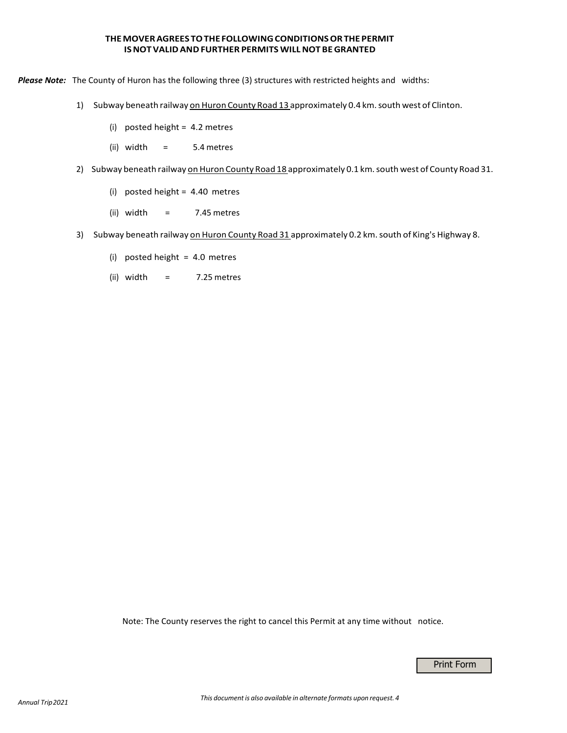**THE MOVER AGREES TO THE FOLLOWING CONDITIONS OR THE PERMIT IS NOT VALID AND FURTHER PERMITS WILL NOT BE GRANTED**

***Please Note:*** The County of Huron has the following three (3) structures with restricted heights and widths:

1) Subway beneath railway on Huron County Road 13 approximately 0.4 km. south west of Clinton.

   (i) posted height = 4.2 metres

   (ii) width = 5.4 metres

2) Subway beneath railway on Huron County Road 18 approximately 0.1 km. south west of County Road 31.

   (i) posted height = 4.40 metres

   (ii) width = 7.45 metres

3) Subway beneath railway on Huron County Road 31 approximately 0.2 km. south of King's Highway 8.

   (i) posted height = 4.0 metres

   (ii) width = 7.25 metres

Note: The County reserves the right to cancel this Permit at any time without notice.

Print Form

*Annual Trip 2021*

*This document is also available in alternate formats upon request.*